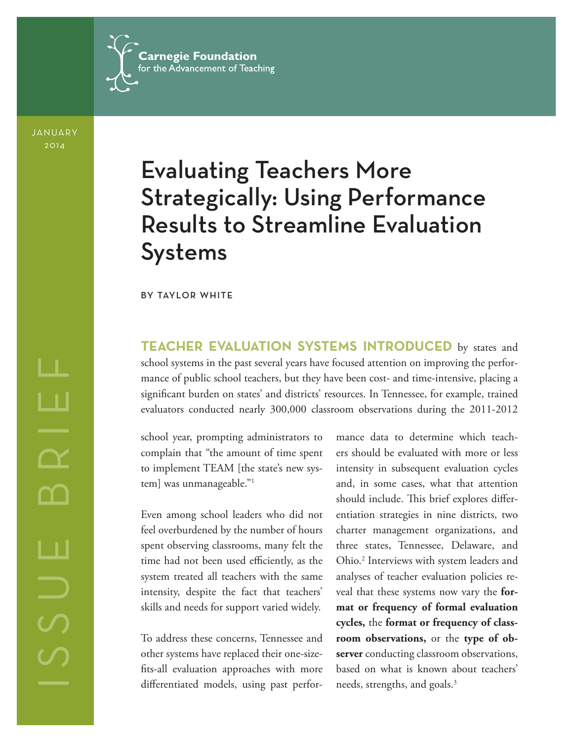Carnegie Foundation for the Advancement of Teaching

JANUARY 2014

ISSUE BRIEF

# Evaluating Teachers More Strategically: Using Performance Results to Streamline Evaluation Systems

BY TAYLOR WHITE

**TEACHER EVALUATION SYSTEMS INTRODUCED** by states and school systems in the past several years have focused attention on improving the performance of public school teachers, but they have been cost- and time-intensive, placing a significant burden on states' and districts' resources. In Tennessee, for example, trained evaluators conducted nearly 300,000 classroom observations during the 2011-2012 school year, prompting administrators to complain that "the amount of time spent to implement TEAM [the state's new system] was unmanageable."[1]

Even among school leaders who did not feel overburdened by the number of hours spent observing classrooms, many felt the time had not been used efficiently, as the system treated all teachers with the same intensity, despite the fact that teachers' skills and needs for support varied widely.

To address these concerns, Tennessee and other systems have replaced their one-size-fits-all evaluation approaches with more differentiated models, using past performance data to determine which teachers should be evaluated with more or less intensity in subsequent evaluation cycles and, in some cases, what that attention should include. This brief explores differentiation strategies in nine districts, two charter management organizations, and three states, Tennessee, Delaware, and Ohio.[2] Interviews with system leaders and analyses of teacher evaluation policies reveal that these systems now vary the **format or frequency of formal evaluation cycles,** the **format or frequency of classroom observations,** or the **type of observer** conducting classroom observations, based on what is known about teachers' needs, strengths, and goals.[3]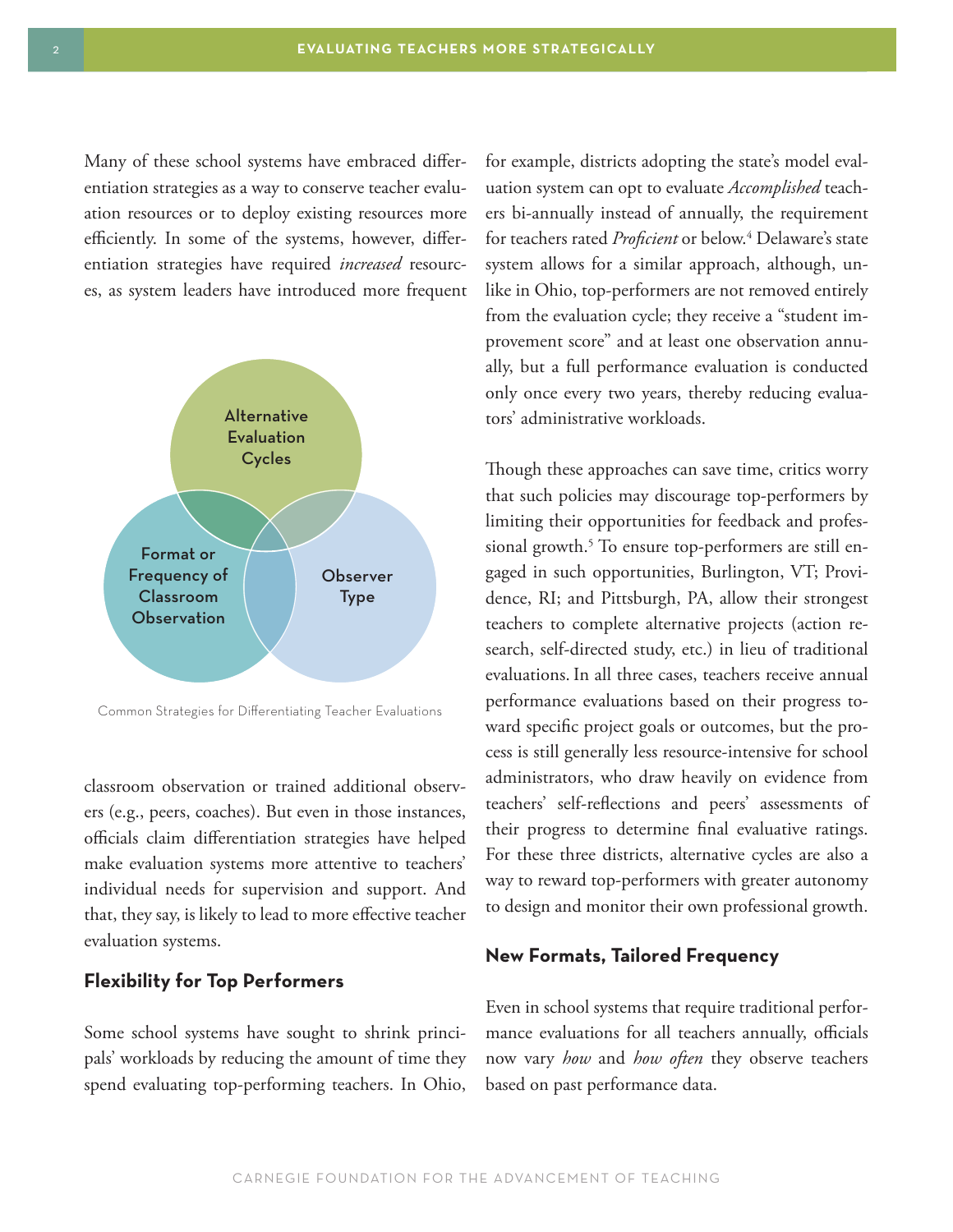Many of these school systems have embraced differentiation strategies as a way to conserve teacher evaluation resources or to deploy existing resources more efficiently. In some of the systems, however, differentiation strategies have required *increased* resources, as system leaders have introduced more frequent classroom observation or trained additional observers (e.g., peers, coaches). But even in those instances, officials claim differentiation strategies have helped make evaluation systems more attentive to teachers' individual needs for supervision and support. And that, they say, is likely to lead to more effective teacher evaluation systems.

Alternative Evaluation Cycles

Format or Frequency of Classroom Observation

Observer Type

Common Strategies for Differentiating Teacher Evaluations

## Flexibility for Top Performers

Some school systems have sought to shrink principals' workloads by reducing the amount of time they spend evaluating top-performing teachers. In Ohio, for example, districts adopting the state's model evaluation system can opt to evaluate *Accomplished* teachers bi-annually instead of annually, the requirement for teachers rated *Proficient* or below.[4] Delaware's state system allows for a similar approach, although, unlike in Ohio, top-performers are not removed entirely from the evaluation cycle; they receive a "student improvement score" and at least one observation annually, but a full performance evaluation is conducted only once every two years, thereby reducing evaluators' administrative workloads.

Though these approaches can save time, critics worry that such policies may discourage top-performers by limiting their opportunities for feedback and professional growth.[5] To ensure top-performers are still engaged in such opportunities, Burlington, VT; Providence, RI; and Pittsburgh, PA, allow their strongest teachers to complete alternative projects (action research, self-directed study, etc.) in lieu of traditional evaluations. In all three cases, teachers receive annual performance evaluations based on their progress toward specific project goals or outcomes, but the process is still generally less resource-intensive for school administrators, who draw heavily on evidence from teachers' self-reflections and peers' assessments of their progress to determine final evaluative ratings. For these three districts, alternative cycles are also a way to reward top-performers with greater autonomy to design and monitor their own professional growth.

## New Formats, Tailored Frequency

Even in school systems that require traditional performance evaluations for all teachers annually, officials now vary *how* and *how often* they observe teachers based on past performance data.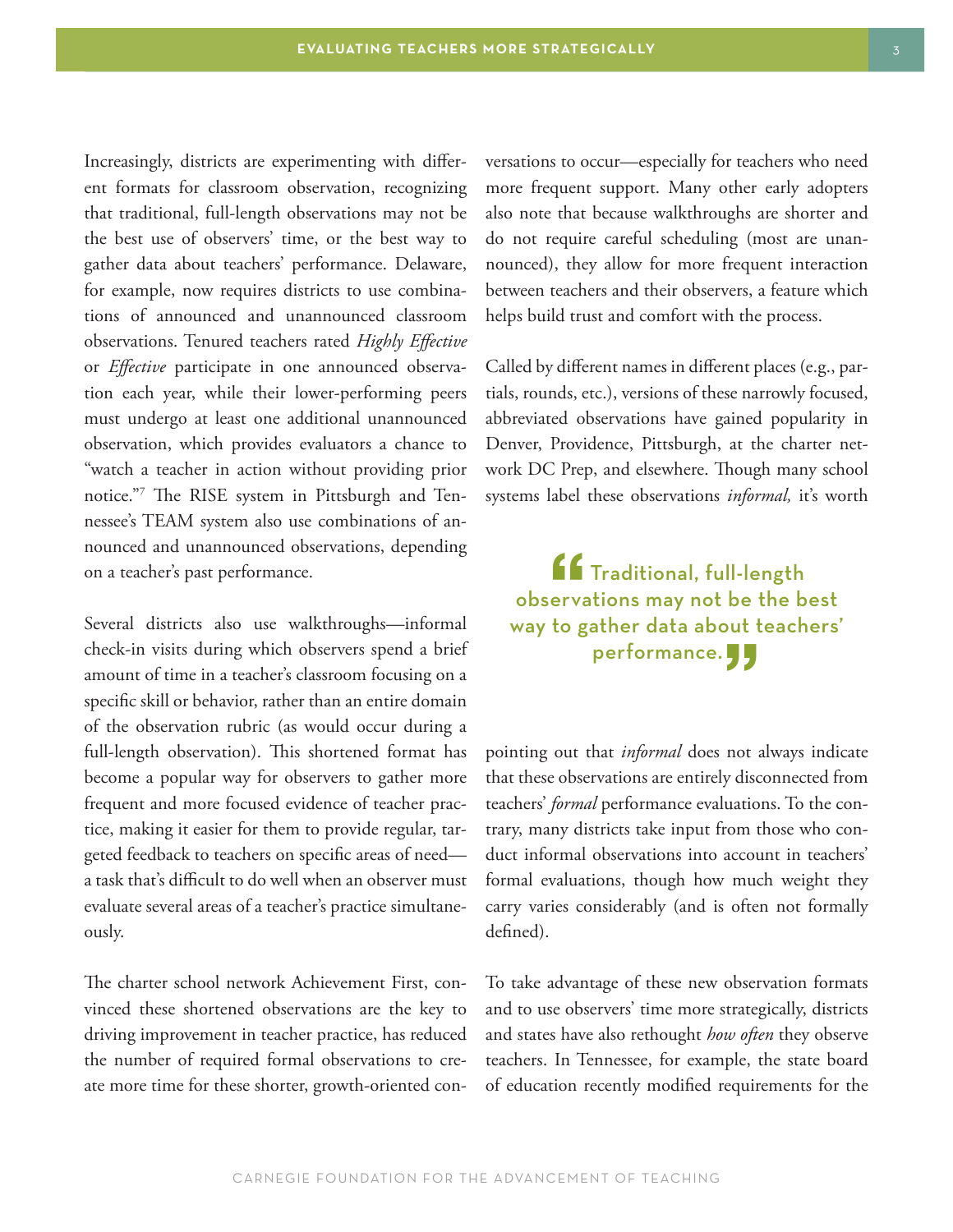Increasingly, districts are experimenting with different formats for classroom observation, recognizing that traditional, full-length observations may not be the best use of observers' time, or the best way to gather data about teachers' performance. Delaware, for example, now requires districts to use combinations of announced and unannounced classroom observations. Tenured teachers rated *Highly Effective* or *Effective* participate in one announced observation each year, while their lower-performing peers must undergo at least one additional unannounced observation, which provides evaluators a chance to "watch a teacher in action without providing prior notice."[7] The RISE system in Pittsburgh and Tennessee's TEAM system also use combinations of announced and unannounced observations, depending on a teacher's past performance.

Several districts also use walkthroughs—informal check-in visits during which observers spend a brief amount of time in a teacher's classroom focusing on a specific skill or behavior, rather than an entire domain of the observation rubric (as would occur during a full-length observation). This shortened format has become a popular way for observers to gather more frequent and more focused evidence of teacher practice, making it easier for them to provide regular, targeted feedback to teachers on specific areas of need—a task that's difficult to do well when an observer must evaluate several areas of a teacher's practice simultaneously.

The charter school network Achievement First, convinced these shortened observations are the key to driving improvement in teacher practice, has reduced the number of required formal observations to create more time for these shorter, growth-oriented conversations to occur—especially for teachers who need more frequent support. Many other early adopters also note that because walkthroughs are shorter and do not require careful scheduling (most are unannounced), they allow for more frequent interaction between teachers and their observers, a feature which helps build trust and comfort with the process.

Called by different names in different places (e.g., partials, rounds, etc.), versions of these narrowly focused, abbreviated observations have gained popularity in Denver, Providence, Pittsburgh, at the charter network DC Prep, and elsewhere. Though many school systems label these observations *informal,* it's worth pointing out that *informal* does not always indicate that these observations are entirely disconnected from teachers' *formal* performance evaluations. To the contrary, many districts take input from those who conduct informal observations into account in teachers' formal evaluations, though how much weight they carry varies considerably (and is often not formally defined).

> "Traditional, full-length observations may not be the best way to gather data about teachers' performance."

To take advantage of these new observation formats and to use observers' time more strategically, districts and states have also rethought *how often* they observe teachers. In Tennessee, for example, the state board of education recently modified requirements for the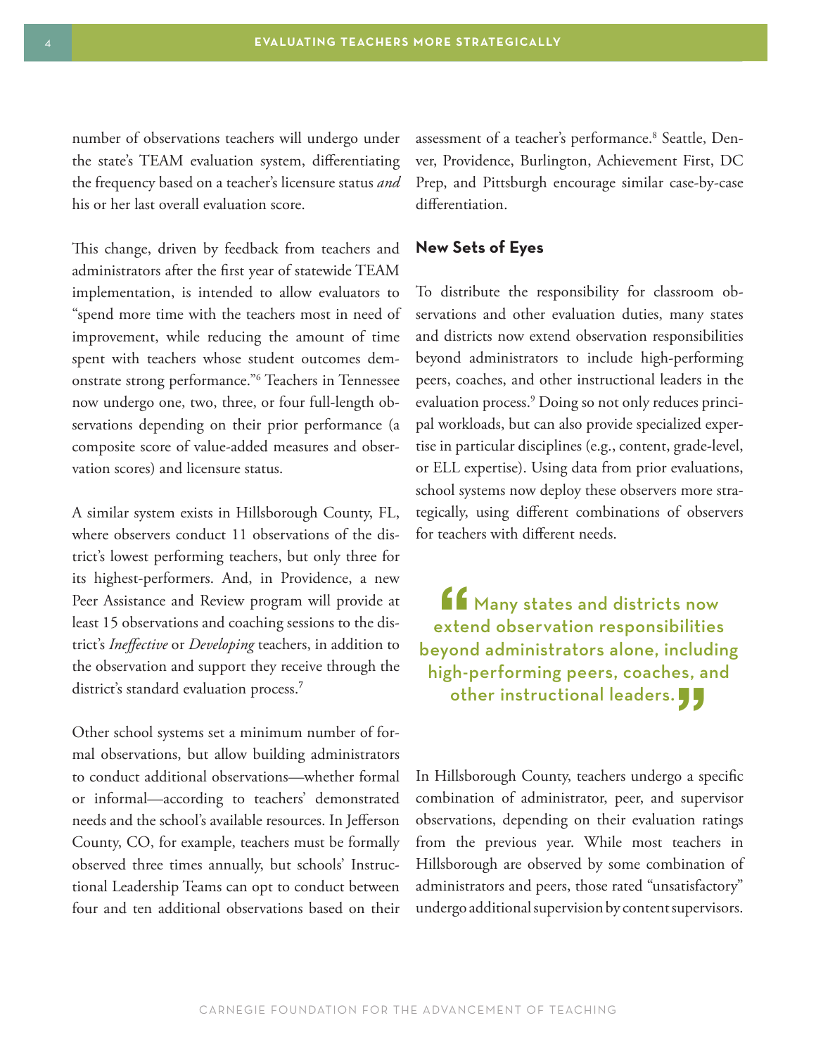number of observations teachers will undergo under the state's TEAM evaluation system, differentiating the frequency based on a teacher's licensure status *and* his or her last overall evaluation score.

This change, driven by feedback from teachers and administrators after the first year of statewide TEAM implementation, is intended to allow evaluators to "spend more time with the teachers most in need of improvement, while reducing the amount of time spent with teachers whose student outcomes demonstrate strong performance."[6] Teachers in Tennessee now undergo one, two, three, or four full-length observations depending on their prior performance (a composite score of value-added measures and observation scores) and licensure status.

A similar system exists in Hillsborough County, FL, where observers conduct 11 observations of the district's lowest performing teachers, but only three for its highest-performers. And, in Providence, a new Peer Assistance and Review program will provide at least 15 observations and coaching sessions to the district's *Ineffective* or *Developing* teachers, in addition to the observation and support they receive through the district's standard evaluation process.[7]

Other school systems set a minimum number of formal observations, but allow building administrators to conduct additional observations—whether formal or informal—according to teachers' demonstrated needs and the school's available resources. In Jefferson County, CO, for example, teachers must be formally observed three times annually, but schools' Instructional Leadership Teams can opt to conduct between four and ten additional observations based on their assessment of a teacher's performance.[8] Seattle, Denver, Providence, Burlington, Achievement First, DC Prep, and Pittsburgh encourage similar case-by-case differentiation.

### New Sets of Eyes

To distribute the responsibility for classroom observations and other evaluation duties, many states and districts now extend observation responsibilities beyond administrators to include high-performing peers, coaches, and other instructional leaders in the evaluation process.[9] Doing so not only reduces principal workloads, but can also provide specialized expertise in particular disciplines (e.g., content, grade-level, or ELL expertise). Using data from prior evaluations, school systems now deploy these observers more strategically, using different combinations of observers for teachers with different needs.

> "Many states and districts now extend observation responsibilities beyond administrators alone, including high-performing peers, coaches, and other instructional leaders."

In Hillsborough County, teachers undergo a specific combination of administrator, peer, and supervisor observations, depending on their evaluation ratings from the previous year. While most teachers in Hillsborough are observed by some combination of administrators and peers, those rated "unsatisfactory" undergo additional supervision by content supervisors.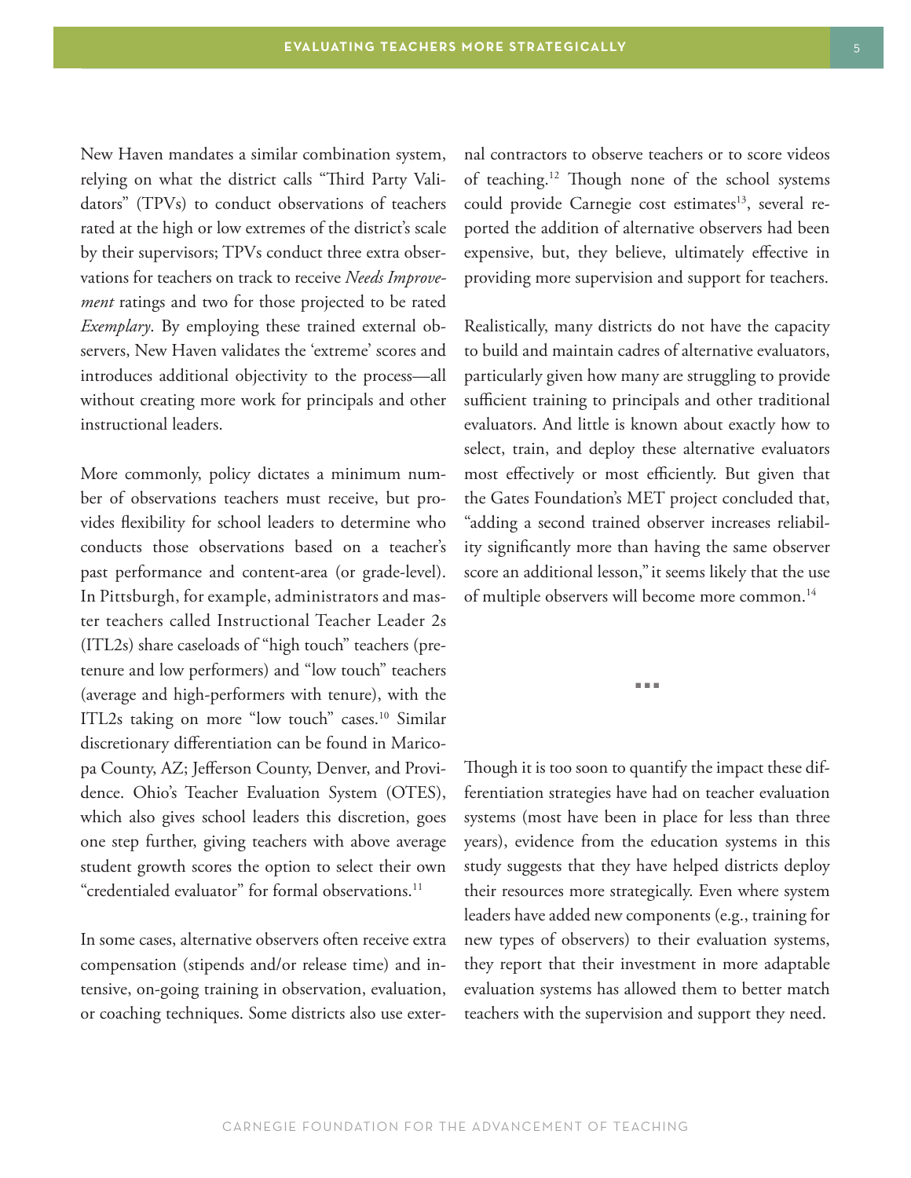New Haven mandates a similar combination system, relying on what the district calls "Third Party Validators" (TPVs) to conduct observations of teachers rated at the high or low extremes of the district's scale by their supervisors; TPVs conduct three extra observations for teachers on track to receive *Needs Improvement* ratings and two for those projected to be rated *Exemplary*. By employing these trained external observers, New Haven validates the 'extreme' scores and introduces additional objectivity to the process—all without creating more work for principals and other instructional leaders.

More commonly, policy dictates a minimum number of observations teachers must receive, but provides flexibility for school leaders to determine who conducts those observations based on a teacher's past performance and content-area (or grade-level). In Pittsburgh, for example, administrators and master teachers called Instructional Teacher Leader 2s (ITL2s) share caseloads of "high touch" teachers (pre-tenure and low performers) and "low touch" teachers (average and high-performers with tenure), with the ITL2s taking on more "low touch" cases.[10] Similar discretionary differentiation can be found in Maricopa County, AZ; Jefferson County, Denver, and Providence. Ohio's Teacher Evaluation System (OTES), which also gives school leaders this discretion, goes one step further, giving teachers with above average student growth scores the option to select their own "credentialed evaluator" for formal observations.[11]

In some cases, alternative observers often receive extra compensation (stipends and/or release time) and intensive, on-going training in observation, evaluation, or coaching techniques. Some districts also use external contractors to observe teachers or to score videos of teaching.[12] Though none of the school systems could provide Carnegie cost estimates[13], several reported the addition of alternative observers had been expensive, but, they believe, ultimately effective in providing more supervision and support for teachers.

Realistically, many districts do not have the capacity to build and maintain cadres of alternative evaluators, particularly given how many are struggling to provide sufficient training to principals and other traditional evaluators. And little is known about exactly how to select, train, and deploy these alternative evaluators most effectively or most efficiently. But given that the Gates Foundation's MET project concluded that, "adding a second trained observer increases reliability significantly more than having the same observer score an additional lesson," it seems likely that the use of multiple observers will become more common.[14]

■■■

Though it is too soon to quantify the impact these differentiation strategies have had on teacher evaluation systems (most have been in place for less than three years), evidence from the education systems in this study suggests that they have helped districts deploy their resources more strategically. Even where system leaders have added new components (e.g., training for new types of observers) to their evaluation systems, they report that their investment in more adaptable evaluation systems has allowed them to better match teachers with the supervision and support they need.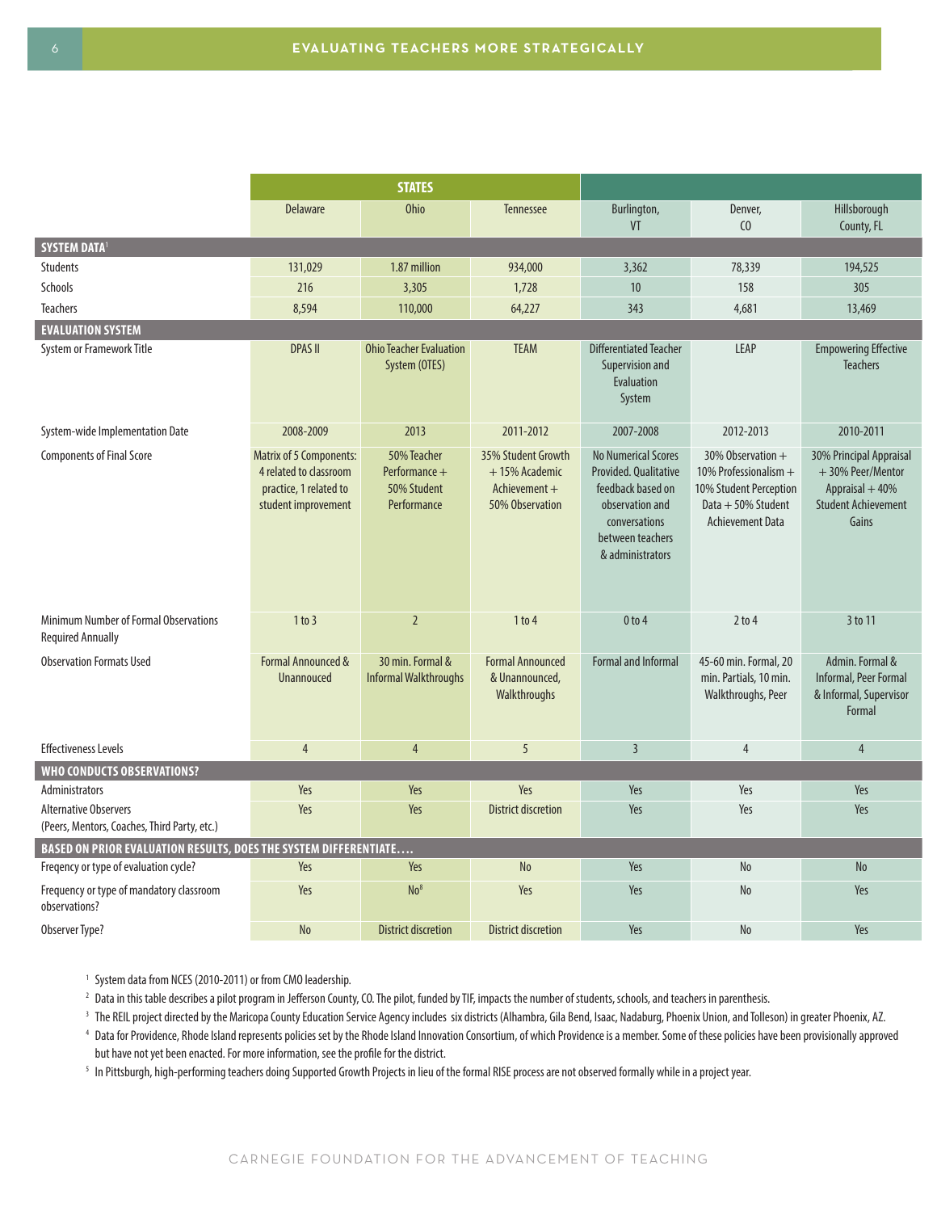| | STATES | | | | | |
|---|---|---|---|---|---|---|
| | Delaware | Ohio | Tennessee | Burlington, VT | Denver, CO | Hillsborough County, FL |
| **SYSTEM DATA**[1] | | | | | | |
| Students | 131,029 | 1.87 million | 934,000 | 3,362 | 78,339 | 194,525 |
| Schools | 216 | 3,305 | 1,728 | 10 | 158 | 305 |
| Teachers | 8,594 | 110,000 | 64,227 | 343 | 4,681 | 13,469 |
| **EVALUATION SYSTEM** | | | | | | |
| System or Framework Title | DPAS II | Ohio Teacher Evaluation System (OTES) | TEAM | Differentiated Teacher Supervision and Evaluation System | LEAP | Empowering Effective Teachers |
| System-wide Implementation Date | 2008-2009 | 2013 | 2011-2012 | 2007-2008 | 2012-2013 | 2010-2011 |
| Components of Final Score | Matrix of 5 Components: 4 related to classroom practice, 1 related to student improvement | 50% Teacher Performance + 50% Student Performance | 35% Student Growth + 15% Academic Achievement + 50% Observation | No Numerical Scores Provided. Qualitative feedback based on observation and conversations between teachers & administrators | 30% Observation + 10% Professionalism + 10% Student Perception Data + 50% Student Achievement Data | 30% Principal Appraisal + 30% Peer/Mentor Appraisal + 40% Student Achievement Gains |
| Minimum Number of Formal Observations Required Annually | 1 to 3 | 2 | 1 to 4 | 0 to 4 | 2 to 4 | 3 to 11 |
| Observation Formats Used | Formal Announced & Unannouced | 30 min. Formal & Informal Walkthroughs | Formal Announced & Unannounced, Walkthroughs | Formal and Informal | 45-60 min. Formal, 20 min. Partials, 10 min. Walkthroughs, Peer | Admin. Formal & Informal, Peer Formal & Informal, Supervisor Formal |
| Effectiveness Levels | 4 | 4 | 5 | 3 | 4 | 4 |
| **WHO CONDUCTS OBSERVATIONS?** | | | | | | |
| Administrators | Yes | Yes | Yes | Yes | Yes | Yes |
| Alternative Observers (Peers, Mentors, Coaches, Third Party, etc.) | Yes | Yes | District discretion | Yes | Yes | Yes |
| **BASED ON PRIOR EVALUATION RESULTS, DOES THE SYSTEM DIFFERENTIATE....** | | | | | | |
| Freqency or type of evaluation cycle? | Yes | Yes | No | Yes | No | No |
| Frequency or type of mandatory classroom observations? | Yes | No[8] | Yes | Yes | No | Yes |
| Observer Type? | No | District discretion | District discretion | Yes | No | Yes |

[1] System data from NCES (2010-2011) or from CMO leadership.

[2] Data in this table describes a pilot program in Jefferson County, CO. The pilot, funded by TIF, impacts the number of students, schools, and teachers in parenthesis.

[3] The REIL project directed by the Maricopa County Education Service Agency includes six districts (Alhambra, Gila Bend, Isaac, Nadaburg, Phoenix Union, and Tolleson) in greater Phoenix, AZ.

[4] Data for Providence, Rhode Island represents policies set by the Rhode Island Innovation Consortium, of which Providence is a member. Some of these policies have been provisionally approved but have not yet been enacted. For more information, see the profile for the district.

[5] In Pittsburgh, high-performing teachers doing Supported Growth Projects in lieu of the formal RISE process are not observed formally while in a project year.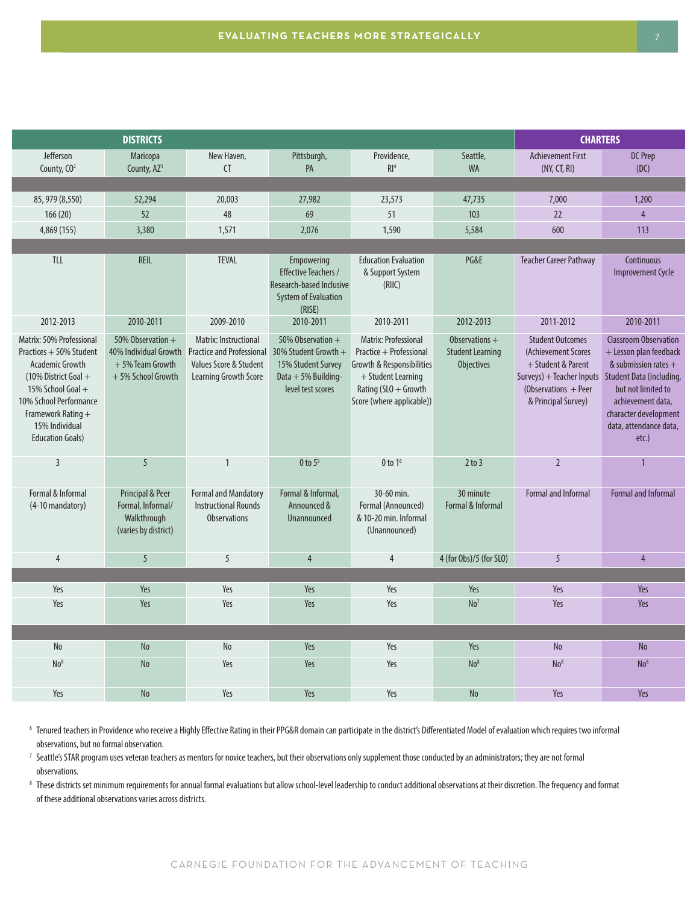| DISTRICTS | | | | | | CHARTERS | |
|---|---|---|---|---|---|---|---|
| Jefferson County, CO[2] | Maricopa County, AZ[3] | New Haven, CT | Pittsburgh, PA | Providence, RI[4] | Seattle, WA | Achievement First (NY, CT, RI) | DC Prep (DC) |
| | | | | | | | |
| 85, 979 (8,550) | 52,294 | 20,003 | 27,982 | 23,573 | 47,735 | 7,000 | 1,200 |
| 166 (20) | 52 | 48 | 69 | 51 | 103 | 22 | 4 |
| 4,869 (155) | 3,380 | 1,571 | 2,076 | 1,590 | 5,584 | 600 | 113 |
| | | | | | | | |
| TLL | REIL | TEVAL | Empowering Effective Teachers / Research-based Inclusive System of Evaluation (RISE) | Education Evaluation & Support System (RIIC) | PG&E | Teacher Career Pathway | Continuous Improvement Cycle |
| 2012-2013 | 2010-2011 | 2009-2010 | 2010-2011 | 2010-2011 | 2012-2013 | 2011-2012 | 2010-2011 |
| Matrix: 50% Professional Practices + 50% Student Academic Growth (10% District Goal + 15% School Goal + 10% School Performance Framework Rating + 15% Individual Education Goals) | 50% Observation + 40% Individual Growth + 5% Team Growth + 5% School Growth | Matrix: Instructional Practice and Professional Values Score & Student Learning Growth Score | 50% Observation + 30% Student Growth + 15% Student Survey Data + 5% Building-level test scores | Matrix: Professional Practice + Professional Growth & Responsibilities + Student Learning Rating (SLO + Growth Score (where applicable)) | Observations + Student Learning Objectives | Student Outcomes (Achievement Scores + Student & Parent Surveys) + Teacher Inputs (Observations + Peer & Principal Survey) | Classroom Observation + Lesson plan feedback & submission rates + Student Data (including, but not limited to achievement data, character development data, attendance data, etc.) |
| 3 | 5 | 1 | 0 to 5[5] | 0 to 1[6] | 2 to 3 | 2 | 1 |
| Formal & Informal (4-10 mandatory) | Principal & Peer Formal, Informal/ Walkthrough (varies by district) | Formal and Mandatory Instructional Rounds Observations | Formal & Informal, Announced & Unannounced | 30-60 min. Formal (Announced) & 10-20 min. Informal (Unannounced) | 30 minute Formal & Informal | Formal and Informal | Formal and Informal |
| 4 | 5 | 5 | 4 | 4 | 4 (for Obs)/5 (for SLO) | 5 | 4 |
| | | | | | | | |
| Yes | Yes | Yes | Yes | Yes | Yes | Yes | Yes |
| Yes | Yes | Yes | Yes | Yes | No[7] | Yes | Yes |
| | | | | | | | |
| No | No | No | Yes | Yes | Yes | No | No |
| No[8] | No | Yes | Yes | Yes | No[8] | No[8] | No[8] |
| Yes | No | Yes | Yes | Yes | No | Yes | Yes |

[6] Tenured teachers in Providence who receive a Highly Effective Rating in their PPG&R domain can participate in the district's Differentiated Model of evaluation which requires two informal observations, but no formal observation.

[7] Seattle's STAR program uses veteran teachers as mentors for novice teachers, but their observations only supplement those conducted by an administrators; they are not formal observations.

[8] These districts set minimum requirements for annual formal evaluations but allow school-level leadership to conduct additional observations at their discretion. The frequency and format of these additional observations varies across districts.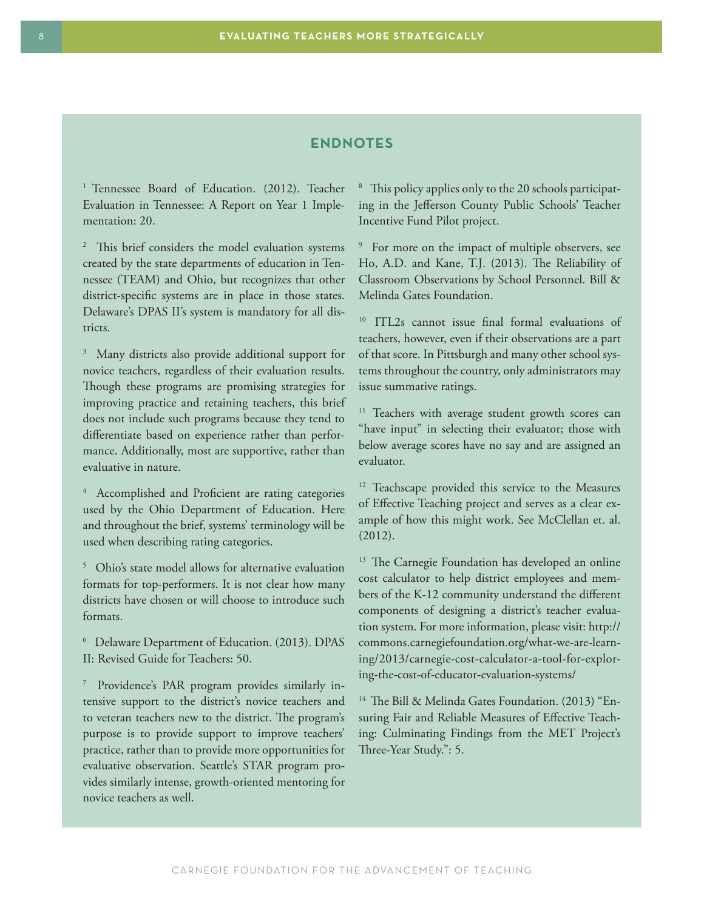## ENDNOTES

[1] Tennessee Board of Education. (2012). Teacher Evaluation in Tennessee: A Report on Year 1 Implementation: 20.

[2] This brief considers the model evaluation systems created by the state departments of education in Tennessee (TEAM) and Ohio, but recognizes that other district-specific systems are in place in those states. Delaware's DPAS II's system is mandatory for all districts.

[3] Many districts also provide additional support for novice teachers, regardless of their evaluation results. Though these programs are promising strategies for improving practice and retaining teachers, this brief does not include such programs because they tend to differentiate based on experience rather than performance. Additionally, most are supportive, rather than evaluative in nature.

[4] Accomplished and Proficient are rating categories used by the Ohio Department of Education. Here and throughout the brief, systems' terminology will be used when describing rating categories.

[5] Ohio's state model allows for alternative evaluation formats for top-performers. It is not clear how many districts have chosen or will choose to introduce such formats.

[6] Delaware Department of Education. (2013). DPAS II: Revised Guide for Teachers: 50.

[7] Providence's PAR program provides similarly intensive support to the district's novice teachers and to veteran teachers new to the district. The program's purpose is to provide support to improve teachers' practice, rather than to provide more opportunities for evaluative observation. Seattle's STAR program provides similarly intense, growth-oriented mentoring for novice teachers as well.

[8] This policy applies only to the 20 schools participating in the Jefferson County Public Schools' Teacher Incentive Fund Pilot project.

[9] For more on the impact of multiple observers, see Ho, A.D. and Kane, T.J. (2013). The Reliability of Classroom Observations by School Personnel. Bill & Melinda Gates Foundation.

[10] ITL2s cannot issue final formal evaluations of teachers, however, even if their observations are a part of that score. In Pittsburgh and many other school systems throughout the country, only administrators may issue summative ratings.

[11] Teachers with average student growth scores can "have input" in selecting their evaluator; those with below average scores have no say and are assigned an evaluator.

[12] Teachscape provided this service to the Measures of Effective Teaching project and serves as a clear example of how this might work. See McClellan et. al. (2012).

[13] The Carnegie Foundation has developed an online cost calculator to help district employees and members of the K-12 community understand the different components of designing a district's teacher evaluation system. For more information, please visit: http://commons.carnegiefoundation.org/what-we-are-learning/2013/carnegie-cost-calculator-a-tool-for-exploring-the-cost-of-educator-evaluation-systems/

[14] The Bill & Melinda Gates Foundation. (2013) "Ensuring Fair and Reliable Measures of Effective Teaching: Culminating Findings from the MET Project's Three-Year Study.": 5.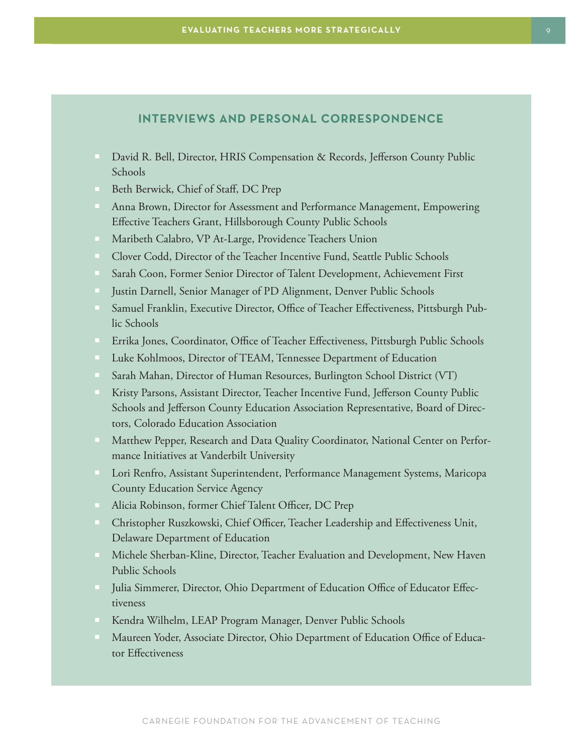## INTERVIEWS AND PERSONAL CORRESPONDENCE

- David R. Bell, Director, HRIS Compensation & Records, Jefferson County Public Schools
- Beth Berwick, Chief of Staff, DC Prep
- Anna Brown, Director for Assessment and Performance Management, Empowering Effective Teachers Grant, Hillsborough County Public Schools
- Maribeth Calabro, VP At-Large, Providence Teachers Union
- Clover Codd, Director of the Teacher Incentive Fund, Seattle Public Schools
- Sarah Coon, Former Senior Director of Talent Development, Achievement First
- Justin Darnell, Senior Manager of PD Alignment, Denver Public Schools
- Samuel Franklin, Executive Director, Office of Teacher Effectiveness, Pittsburgh Public Schools
- Errika Jones, Coordinator, Office of Teacher Effectiveness, Pittsburgh Public Schools
- Luke Kohlmoos, Director of TEAM, Tennessee Department of Education
- Sarah Mahan, Director of Human Resources, Burlington School District (VT)
- Kristy Parsons, Assistant Director, Teacher Incentive Fund, Jefferson County Public Schools and Jefferson County Education Association Representative, Board of Directors, Colorado Education Association
- Matthew Pepper, Research and Data Quality Coordinator, National Center on Performance Initiatives at Vanderbilt University
- Lori Renfro, Assistant Superintendent, Performance Management Systems, Maricopa County Education Service Agency
- Alicia Robinson, former Chief Talent Officer, DC Prep
- Christopher Ruszkowski, Chief Officer, Teacher Leadership and Effectiveness Unit, Delaware Department of Education
- Michele Sherban-Kline, Director, Teacher Evaluation and Development, New Haven Public Schools
- Julia Simmerer, Director, Ohio Department of Education Office of Educator Effectiveness
- Kendra Wilhelm, LEAP Program Manager, Denver Public Schools
- Maureen Yoder, Associate Director, Ohio Department of Education Office of Educator Effectiveness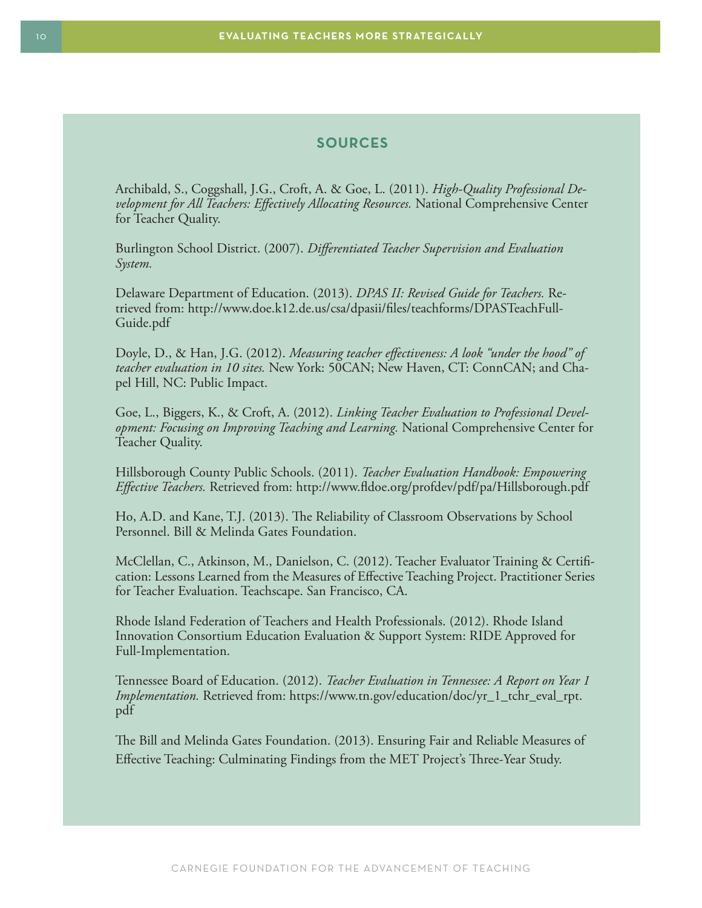## SOURCES

Archibald, S., Coggshall, J.G., Croft, A. & Goe, L. (2011). *High-Quality Professional Development for All Teachers: Effectively Allocating Resources.* National Comprehensive Center for Teacher Quality.

Burlington School District. (2007). *Differentiated Teacher Supervision and Evaluation System.*

Delaware Department of Education. (2013). *DPAS II: Revised Guide for Teachers.* Retrieved from: http://www.doe.k12.de.us/csa/dpasii/files/teachforms/DPASTeachFullGuide.pdf

Doyle, D., & Han, J.G. (2012). *Measuring teacher effectiveness: A look "under the hood" of teacher evaluation in 10 sites.* New York: 50CAN; New Haven, CT: ConnCAN; and Chapel Hill, NC: Public Impact.

Goe, L., Biggers, K., & Croft, A. (2012). *Linking Teacher Evaluation to Professional Development: Focusing on Improving Teaching and Learning.* National Comprehensive Center for Teacher Quality.

Hillsborough County Public Schools. (2011). *Teacher Evaluation Handbook: Empowering Effective Teachers.* Retrieved from: http://www.fldoe.org/profdev/pdf/pa/Hillsborough.pdf

Ho, A.D. and Kane, T.J. (2013). The Reliability of Classroom Observations by School Personnel. Bill & Melinda Gates Foundation.

McClellan, C., Atkinson, M., Danielson, C. (2012). Teacher Evaluator Training & Certification: Lessons Learned from the Measures of Effective Teaching Project. Practitioner Series for Teacher Evaluation. Teachscape. San Francisco, CA.

Rhode Island Federation of Teachers and Health Professionals. (2012). Rhode Island Innovation Consortium Education Evaluation & Support System: RIDE Approved for Full-Implementation.

Tennessee Board of Education. (2012). *Teacher Evaluation in Tennessee: A Report on Year 1 Implementation.* Retrieved from: https://www.tn.gov/education/doc/yr_1_tchr_eval_rpt.pdf

The Bill and Melinda Gates Foundation. (2013). Ensuring Fair and Reliable Measures of Effective Teaching: Culminating Findings from the MET Project's Three-Year Study.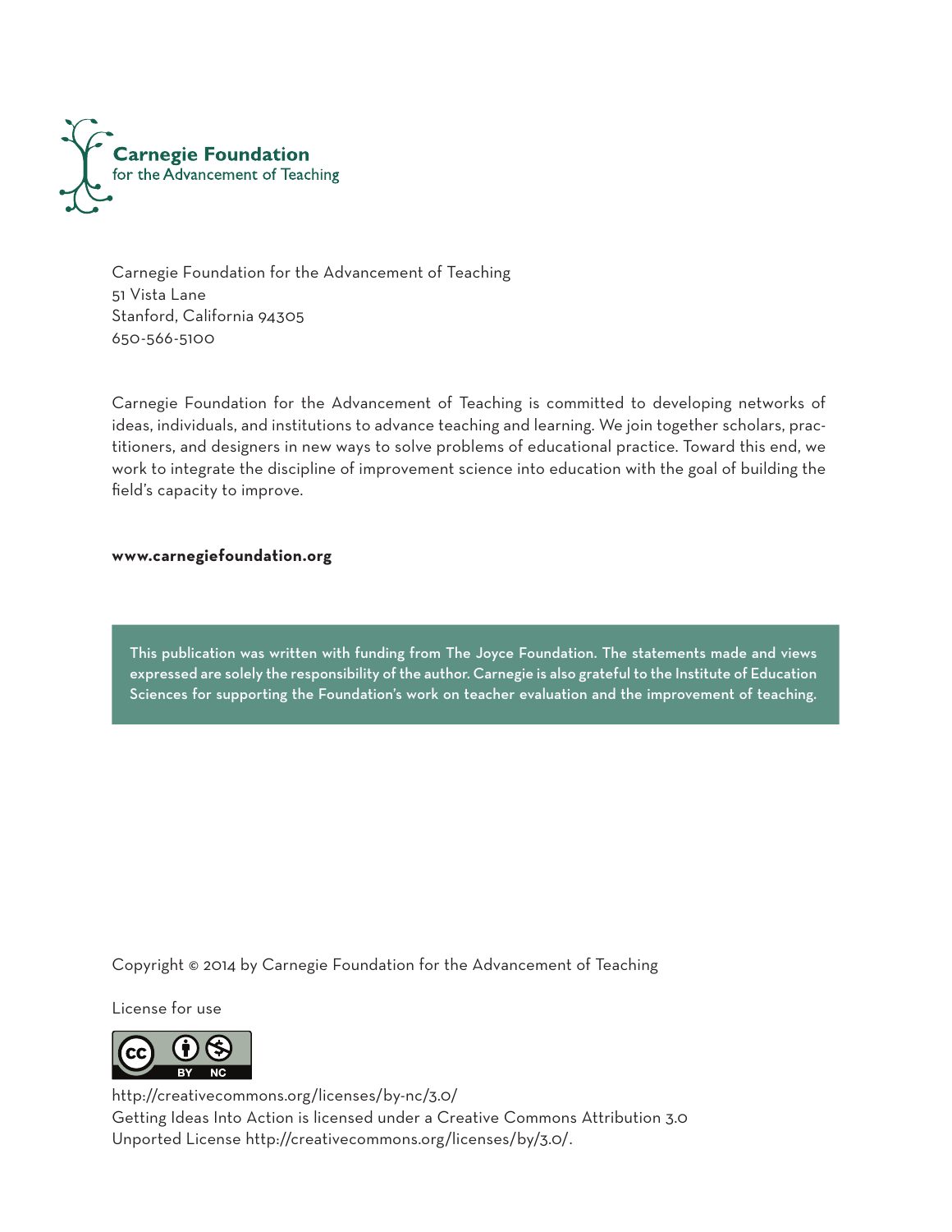**Carnegie Foundation**
for the Advancement of Teaching

Carnegie Foundation for the Advancement of Teaching
51 Vista Lane
Stanford, California 94305
650-566-5100

Carnegie Foundation for the Advancement of Teaching is committed to developing networks of ideas, individuals, and institutions to advance teaching and learning. We join together scholars, practitioners, and designers in new ways to solve problems of educational practice. Toward this end, we work to integrate the discipline of improvement science into education with the goal of building the field's capacity to improve.

**www.carnegiefoundation.org**

This publication was written with funding from The Joyce Foundation. The statements made and views expressed are solely the responsibility of the author. Carnegie is also grateful to the Institute of Education Sciences for supporting the Foundation's work on teacher evaluation and the improvement of teaching.

Copyright © 2014 by Carnegie Foundation for the Advancement of Teaching

License for use

CC BY NC

http://creativecommons.org/licenses/by-nc/3.0/
Getting Ideas Into Action is licensed under a Creative Commons Attribution 3.0 Unported License http://creativecommons.org/licenses/by/3.0/.